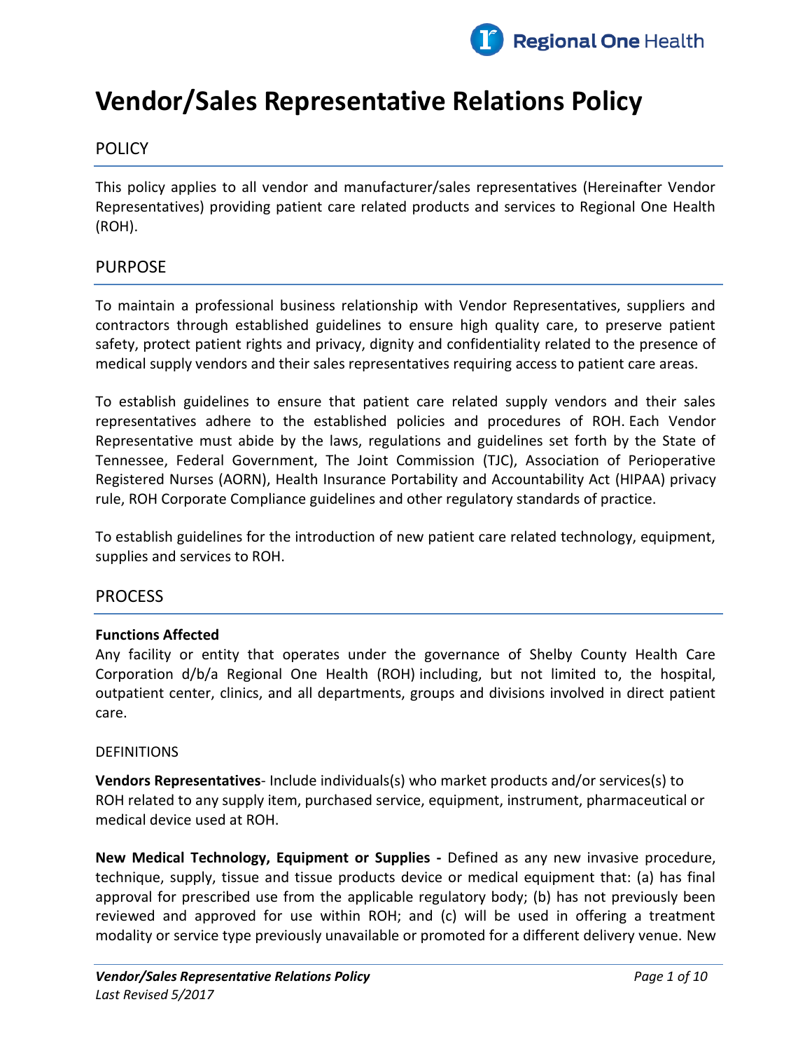# Vendor/Sales Representative Relations Policy

## POLICY

This policy applies to all vendor and manufacturer/sales representatives (Hereinafter Vendor Representatives) providing patient care related products and services to Regional One Health (ROH).

## PURPOSE

To maintain a professional business relationship with Vendor Representatives, suppliers and contractors through established guidelines to ensure high quality care, to preserve patient safety, protect patient rights and privacy, dignity and confidentiality related to the presence of medical supply vendors and their sales representatives requiring access to patient care areas.

To establish guidelines to ensure that patient care related supply vendors and their sales representatives adhere to the established policies and procedures of ROH. Each Vendor Representative must abide by the laws, regulations and guidelines set forth by the State of Tennessee, Federal Government, The Joint Commission (TJC), Association of Perioperative Registered Nurses (AORN), Health Insurance Portability and Accountability Act (HIPAA) privacy rule, ROH Corporate Compliance guidelines and other regulatory standards of practice.

To establish guidelines for the introduction of new patient care related technology, equipment, supplies and services to ROH.

## PROCESS

**Functions Affected**

Any facility or entity that operates under the governance of Shelby County Health Care Corporation d/b/a Regional One Health (ROH) including, but not limited to, the hospital, outpatient center, clinics, and all departments, groups and divisions involved in direct patient care.

DEFINITIONS

**Vendors Representatives**- Include individuals(s) who market products and/or services(s) to ROH related to any supply item, purchased service, equipment, instrument, pharmaceutical or medical device used at ROH.

**New Medical Technology, Equipment or Supplies -** Defined as any new invasive procedure, technique, supply, tissue and tissue products device or medical equipment that: (a) has final approval for prescribed use from the applicable regulatory body; (b) has not previously been reviewed and approved for use within ROH; and (c) will be used in offering a treatment modality or service type previously unavailable or promoted for a different delivery venue. New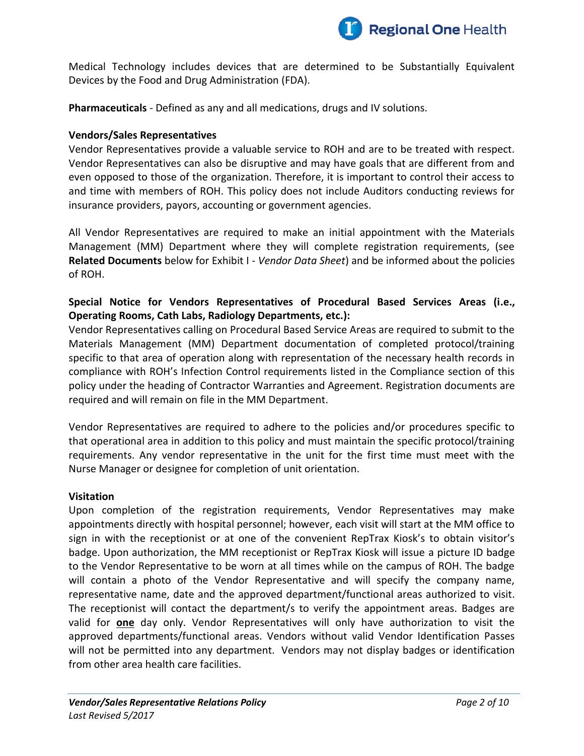Medical Technology includes devices that are determined to be Substantially Equivalent Devices by the Food and Drug Administration (FDA).

**Pharmaceuticals** - Defined as any and all medications, drugs and IV solutions.

**Vendors/Sales Representatives**

Vendor Representatives provide a valuable service to ROH and are to be treated with respect. Vendor Representatives can also be disruptive and may have goals that are different from and even opposed to those of the organization. Therefore, it is important to control their access to and time with members of ROH. This policy does not include Auditors conducting reviews for insurance providers, payors, accounting or government agencies.

All Vendor Representatives are required to make an initial appointment with the Materials Management (MM) Department where they will complete registration requirements, (see **Related Documents** below for Exhibit I - *Vendor Data Sheet*) and be informed about the policies of ROH.

**Special Notice for Vendors Representatives of Procedural Based Services Areas (i.e., Operating Rooms, Cath Labs, Radiology Departments, etc.):**

Vendor Representatives calling on Procedural Based Service Areas are required to submit to the Materials Management (MM) Department documentation of completed protocol/training specific to that area of operation along with representation of the necessary health records in compliance with ROH's Infection Control requirements listed in the Compliance section of this policy under the heading of Contractor Warranties and Agreement. Registration documents are required and will remain on file in the MM Department.

Vendor Representatives are required to adhere to the policies and/or procedures specific to that operational area in addition to this policy and must maintain the specific protocol/training requirements. Any vendor representative in the unit for the first time must meet with the Nurse Manager or designee for completion of unit orientation.

**Visitation**

Upon completion of the registration requirements, Vendor Representatives may make appointments directly with hospital personnel; however, each visit will start at the MM office to sign in with the receptionist or at one of the convenient RepTrax Kiosk's to obtain visitor's badge. Upon authorization, the MM receptionist or RepTrax Kiosk will issue a picture ID badge to the Vendor Representative to be worn at all times while on the campus of ROH. The badge will contain a photo of the Vendor Representative and will specify the company name, representative name, date and the approved department/functional areas authorized to visit. The receptionist will contact the department/s to verify the appointment areas. Badges are valid for **one** day only. Vendor Representatives will only have authorization to visit the approved departments/functional areas. Vendors without valid Vendor Identification Passes will not be permitted into any department. Vendors may not display badges or identification from other area health care facilities.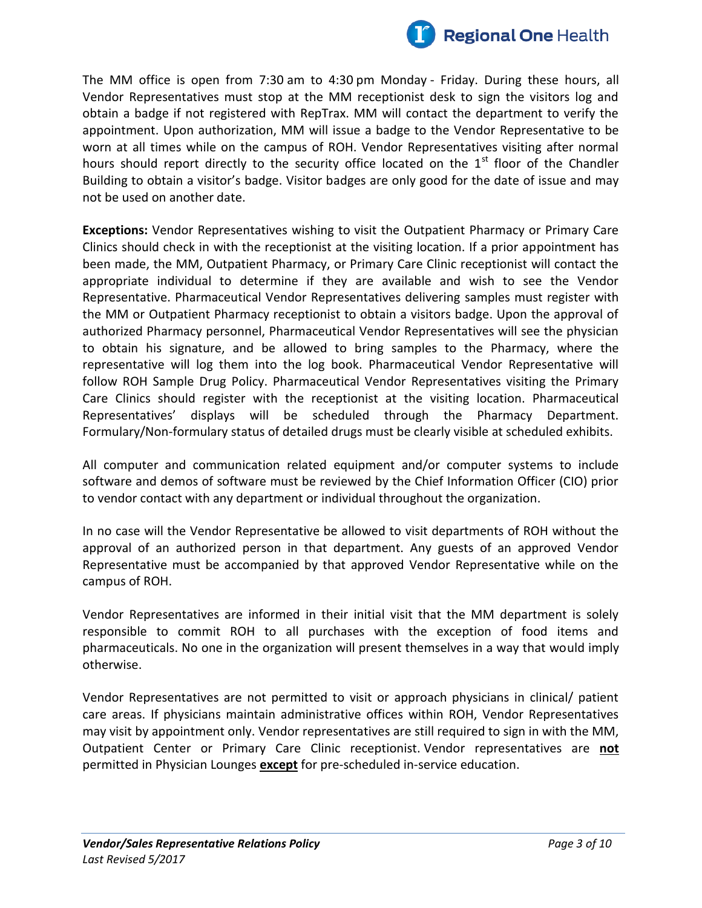The MM office is open from 7:30 am to 4:30 pm Monday - Friday. During these hours, all Vendor Representatives must stop at the MM receptionist desk to sign the visitors log and obtain a badge if not registered with RepTrax. MM will contact the department to verify the appointment. Upon authorization, MM will issue a badge to the Vendor Representative to be worn at all times while on the campus of ROH. Vendor Representatives visiting after normal hours should report directly to the security office located on the 1st floor of the Chandler Building to obtain a visitor's badge. Visitor badges are only good for the date of issue and may not be used on another date.

**Exceptions:** Vendor Representatives wishing to visit the Outpatient Pharmacy or Primary Care Clinics should check in with the receptionist at the visiting location. If a prior appointment has been made, the MM, Outpatient Pharmacy, or Primary Care Clinic receptionist will contact the appropriate individual to determine if they are available and wish to see the Vendor Representative. Pharmaceutical Vendor Representatives delivering samples must register with the MM or Outpatient Pharmacy receptionist to obtain a visitors badge. Upon the approval of authorized Pharmacy personnel, Pharmaceutical Vendor Representatives will see the physician to obtain his signature, and be allowed to bring samples to the Pharmacy, where the representative will log them into the log book. Pharmaceutical Vendor Representative will follow ROH Sample Drug Policy. Pharmaceutical Vendor Representatives visiting the Primary Care Clinics should register with the receptionist at the visiting location. Pharmaceutical Representatives' displays will be scheduled through the Pharmacy Department. Formulary/Non-formulary status of detailed drugs must be clearly visible at scheduled exhibits.

All computer and communication related equipment and/or computer systems to include software and demos of software must be reviewed by the Chief Information Officer (CIO) prior to vendor contact with any department or individual throughout the organization.

In no case will the Vendor Representative be allowed to visit departments of ROH without the approval of an authorized person in that department. Any guests of an approved Vendor Representative must be accompanied by that approved Vendor Representative while on the campus of ROH.

Vendor Representatives are informed in their initial visit that the MM department is solely responsible to commit ROH to all purchases with the exception of food items and pharmaceuticals. No one in the organization will present themselves in a way that would imply otherwise.

Vendor Representatives are not permitted to visit or approach physicians in clinical/ patient care areas. If physicians maintain administrative offices within ROH, Vendor Representatives may visit by appointment only. Vendor representatives are still required to sign in with the MM, Outpatient Center or Primary Care Clinic receptionist. Vendor representatives are **not** permitted in Physician Lounges **except** for pre-scheduled in-service education.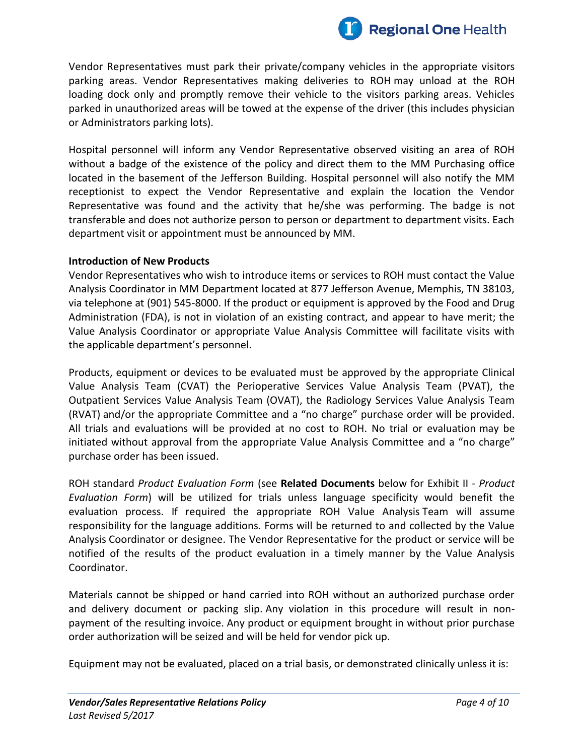Vendor Representatives must park their private/company vehicles in the appropriate visitors parking areas. Vendor Representatives making deliveries to ROH may unload at the ROH loading dock only and promptly remove their vehicle to the visitors parking areas. Vehicles parked in unauthorized areas will be towed at the expense of the driver (this includes physician or Administrators parking lots).

Hospital personnel will inform any Vendor Representative observed visiting an area of ROH without a badge of the existence of the policy and direct them to the MM Purchasing office located in the basement of the Jefferson Building. Hospital personnel will also notify the MM receptionist to expect the Vendor Representative and explain the location the Vendor Representative was found and the activity that he/she was performing. The badge is not transferable and does not authorize person to person or department to department visits. Each department visit or appointment must be announced by MM.

**Introduction of New Products**

Vendor Representatives who wish to introduce items or services to ROH must contact the Value Analysis Coordinator in MM Department located at 877 Jefferson Avenue, Memphis, TN 38103, via telephone at (901) 545-8000. If the product or equipment is approved by the Food and Drug Administration (FDA), is not in violation of an existing contract, and appear to have merit; the Value Analysis Coordinator or appropriate Value Analysis Committee will facilitate visits with the applicable department's personnel.

Products, equipment or devices to be evaluated must be approved by the appropriate Clinical Value Analysis Team (CVAT) the Perioperative Services Value Analysis Team (PVAT), the Outpatient Services Value Analysis Team (OVAT), the Radiology Services Value Analysis Team (RVAT) and/or the appropriate Committee and a "no charge" purchase order will be provided. All trials and evaluations will be provided at no cost to ROH. No trial or evaluation may be initiated without approval from the appropriate Value Analysis Committee and a "no charge" purchase order has been issued.

ROH standard *Product Evaluation Form* (see **Related Documents** below for Exhibit II - *Product Evaluation Form*) will be utilized for trials unless language specificity would benefit the evaluation process. If required the appropriate ROH Value Analysis Team will assume responsibility for the language additions. Forms will be returned to and collected by the Value Analysis Coordinator or designee. The Vendor Representative for the product or service will be notified of the results of the product evaluation in a timely manner by the Value Analysis Coordinator.

Materials cannot be shipped or hand carried into ROH without an authorized purchase order and delivery document or packing slip. Any violation in this procedure will result in non-payment of the resulting invoice. Any product or equipment brought in without prior purchase order authorization will be seized and will be held for vendor pick up.

Equipment may not be evaluated, placed on a trial basis, or demonstrated clinically unless it is: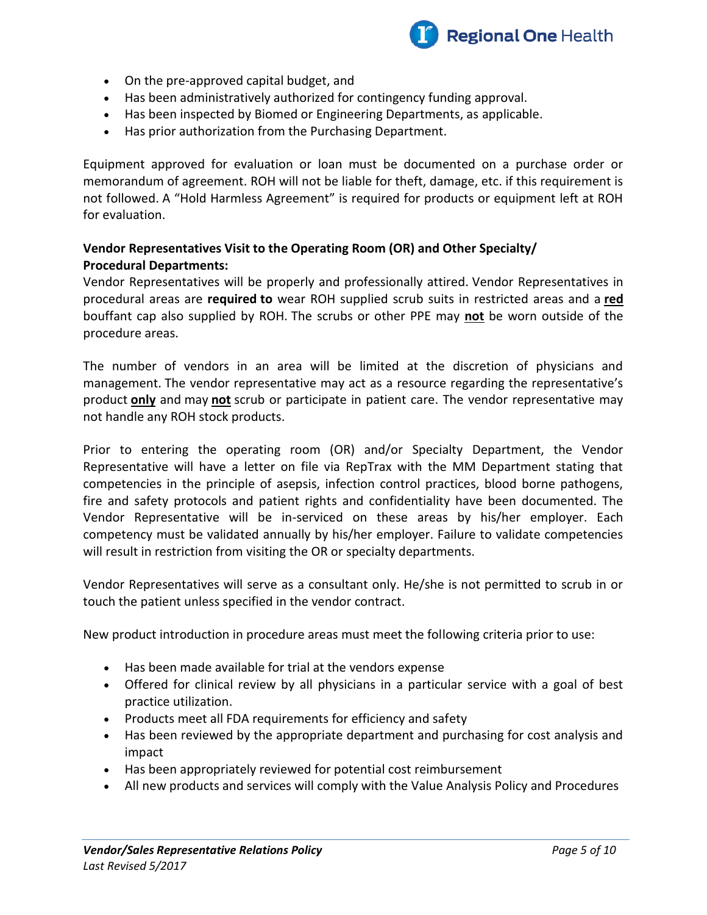- On the pre-approved capital budget, and
- Has been administratively authorized for contingency funding approval.
- Has been inspected by Biomed or Engineering Departments, as applicable.
- Has prior authorization from the Purchasing Department.

Equipment approved for evaluation or loan must be documented on a purchase order or memorandum of agreement. ROH will not be liable for theft, damage, etc. if this requirement is not followed. A "Hold Harmless Agreement" is required for products or equipment left at ROH for evaluation.

**Vendor Representatives Visit to the Operating Room (OR) and Other Specialty/ Procedural Departments:**

Vendor Representatives will be properly and professionally attired. Vendor Representatives in procedural areas are **required to** wear ROH supplied scrub suits in restricted areas and a **red** bouffant cap also supplied by ROH. The scrubs or other PPE may **not** be worn outside of the procedure areas.

The number of vendors in an area will be limited at the discretion of physicians and management. The vendor representative may act as a resource regarding the representative's product **only** and may **not** scrub or participate in patient care. The vendor representative may not handle any ROH stock products.

Prior to entering the operating room (OR) and/or Specialty Department, the Vendor Representative will have a letter on file via RepTrax with the MM Department stating that competencies in the principle of asepsis, infection control practices, blood borne pathogens, fire and safety protocols and patient rights and confidentiality have been documented. The Vendor Representative will be in-serviced on these areas by his/her employer. Each competency must be validated annually by his/her employer. Failure to validate competencies will result in restriction from visiting the OR or specialty departments.

Vendor Representatives will serve as a consultant only. He/she is not permitted to scrub in or touch the patient unless specified in the vendor contract.

New product introduction in procedure areas must meet the following criteria prior to use:

- Has been made available for trial at the vendors expense
- Offered for clinical review by all physicians in a particular service with a goal of best practice utilization.
- Products meet all FDA requirements for efficiency and safety
- Has been reviewed by the appropriate department and purchasing for cost analysis and impact
- Has been appropriately reviewed for potential cost reimbursement
- All new products and services will comply with the Value Analysis Policy and Procedures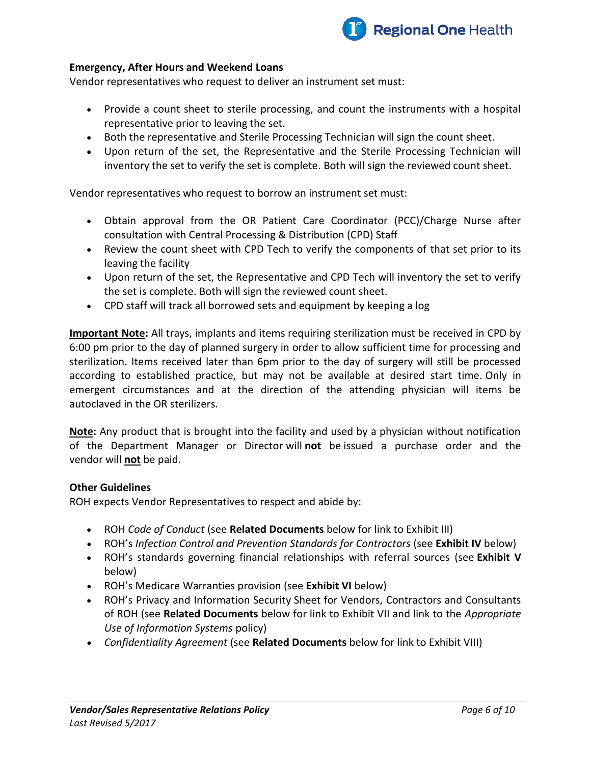### Emergency, After Hours and Weekend Loans

Vendor representatives who request to deliver an instrument set must:

- Provide a count sheet to sterile processing, and count the instruments with a hospital representative prior to leaving the set.
- Both the representative and Sterile Processing Technician will sign the count sheet.
- Upon return of the set, the Representative and the Sterile Processing Technician will inventory the set to verify the set is complete. Both will sign the reviewed count sheet.

Vendor representatives who request to borrow an instrument set must:

- Obtain approval from the OR Patient Care Coordinator (PCC)/Charge Nurse after consultation with Central Processing & Distribution (CPD) Staff
- Review the count sheet with CPD Tech to verify the components of that set prior to its leaving the facility
- Upon return of the set, the Representative and CPD Tech will inventory the set to verify the set is complete. Both will sign the reviewed count sheet.
- CPD staff will track all borrowed sets and equipment by keeping a log

<u>**Important Note**</u>**:** All trays, implants and items requiring sterilization must be received in CPD by 6:00 pm prior to the day of planned surgery in order to allow sufficient time for processing and sterilization. Items received later than 6pm prior to the day of surgery will still be processed according to established practice, but may not be available at desired start time. Only in emergent circumstances and at the direction of the attending physician will items be autoclaved in the OR sterilizers.

<u>**Note**</u>**:** Any product that is brought into the facility and used by a physician without notification of the Department Manager or Director will <u>**not**</u> be issued a purchase order and the vendor will <u>**not**</u> be paid.

### Other Guidelines

ROH expects Vendor Representatives to respect and abide by:

- ROH *Code of Conduct* (see **Related Documents** below for link to Exhibit III)
- ROH's *Infection Control and Prevention Standards for Contractors* (see **Exhibit IV** below)
- ROH's standards governing financial relationships with referral sources (see **Exhibit V** below)
- ROH's Medicare Warranties provision (see **Exhibit VI** below)
- ROH's Privacy and Information Security Sheet for Vendors, Contractors and Consultants of ROH (see **Related Documents** below for link to Exhibit VII and link to the *Appropriate Use of Information Systems* policy)
- *Confidentiality Agreement* (see **Related Documents** below for link to Exhibit VIII)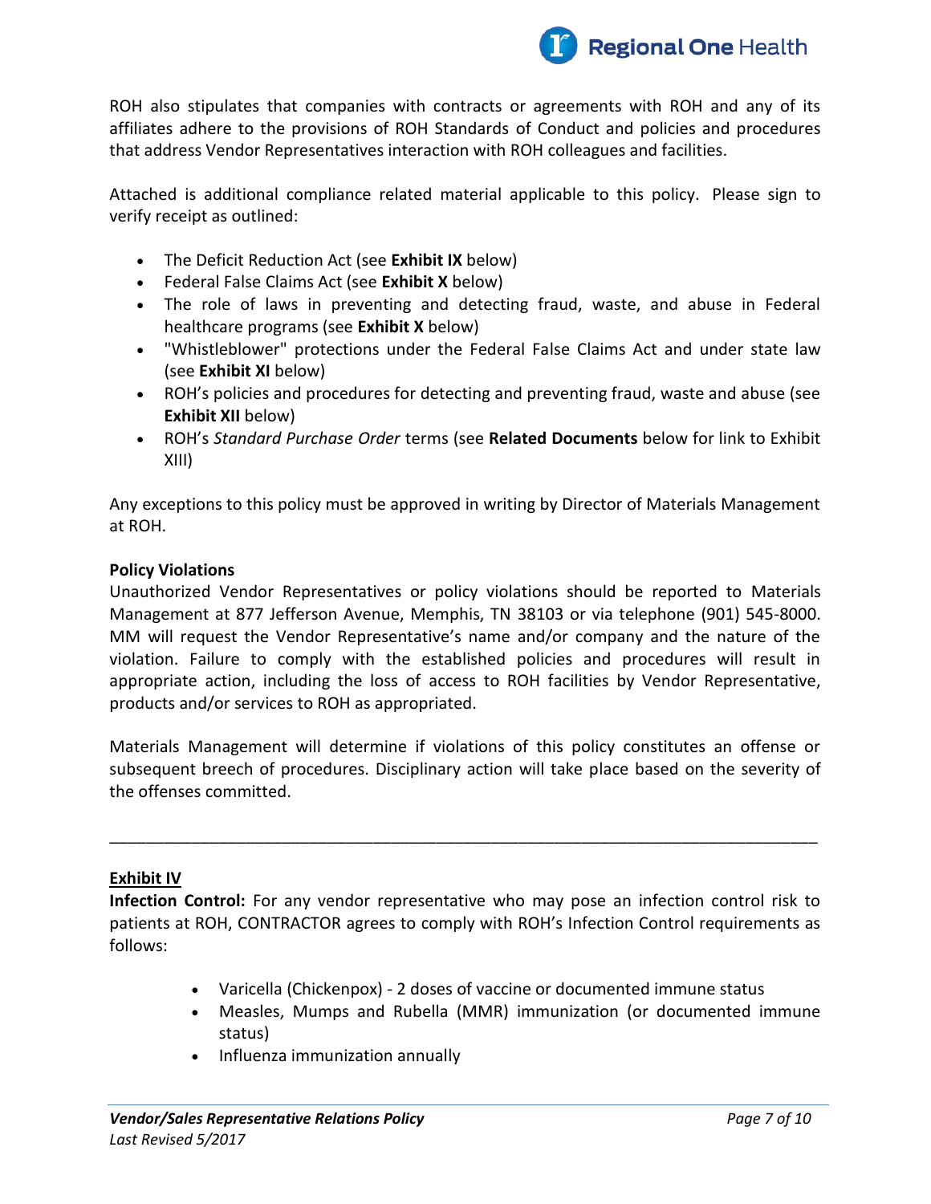ROH also stipulates that companies with contracts or agreements with ROH and any of its affiliates adhere to the provisions of ROH Standards of Conduct and policies and procedures that address Vendor Representatives interaction with ROH colleagues and facilities.

Attached is additional compliance related material applicable to this policy. Please sign to verify receipt as outlined:

- The Deficit Reduction Act (see **Exhibit IX** below)
- Federal False Claims Act (see **Exhibit X** below)
- The role of laws in preventing and detecting fraud, waste, and abuse in Federal healthcare programs (see **Exhibit X** below)
- "Whistleblower" protections under the Federal False Claims Act and under state law (see **Exhibit XI** below)
- ROH's policies and procedures for detecting and preventing fraud, waste and abuse (see **Exhibit XII** below)
- ROH's *Standard Purchase Order* terms (see **Related Documents** below for link to Exhibit XIII)

Any exceptions to this policy must be approved in writing by Director of Materials Management at ROH.

**Policy Violations**

Unauthorized Vendor Representatives or policy violations should be reported to Materials Management at 877 Jefferson Avenue, Memphis, TN 38103 or via telephone (901) 545-8000. MM will request the Vendor Representative's name and/or company and the nature of the violation. Failure to comply with the established policies and procedures will result in appropriate action, including the loss of access to ROH facilities by Vendor Representative, products and/or services to ROH as appropriated.

Materials Management will determine if violations of this policy constitutes an offense or subsequent breech of procedures. Disciplinary action will take place based on the severity of the offenses committed.

---

**<u>Exhibit IV</u>**

**Infection Control:** For any vendor representative who may pose an infection control risk to patients at ROH, CONTRACTOR agrees to comply with ROH's Infection Control requirements as follows:

- Varicella (Chickenpox) - 2 doses of vaccine or documented immune status
- Measles, Mumps and Rubella (MMR) immunization (or documented immune status)
- Influenza immunization annually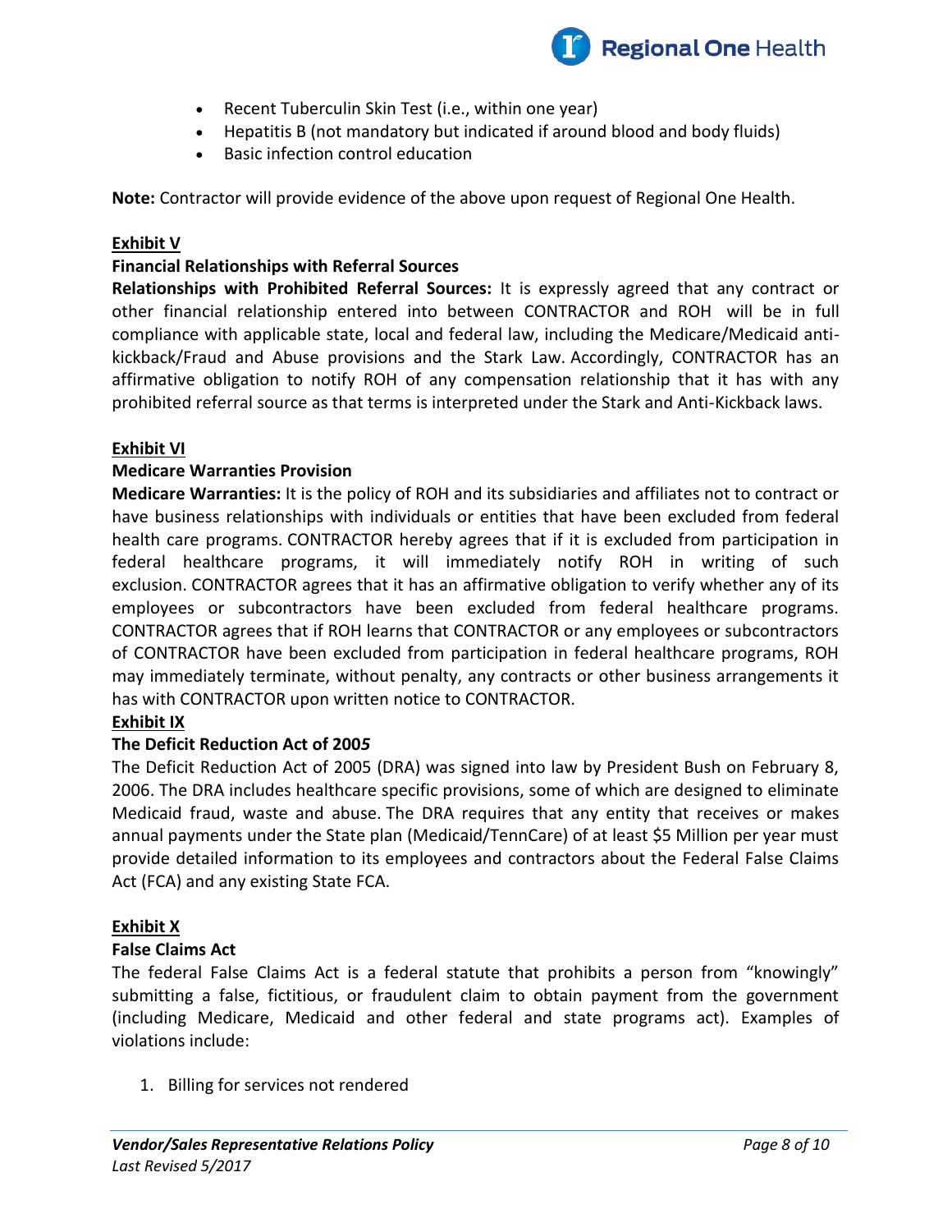- Recent Tuberculin Skin Test (i.e., within one year)
- Hepatitis B (not mandatory but indicated if around blood and body fluids)
- Basic infection control education

**Note:** Contractor will provide evidence of the above upon request of Regional One Health.

**Exhibit V**

**Financial Relationships with Referral Sources**

**Relationships with Prohibited Referral Sources:** It is expressly agreed that any contract or other financial relationship entered into between CONTRACTOR and ROH will be in full compliance with applicable state, local and federal law, including the Medicare/Medicaid anti-kickback/Fraud and Abuse provisions and the Stark Law. Accordingly, CONTRACTOR has an affirmative obligation to notify ROH of any compensation relationship that it has with any prohibited referral source as that terms is interpreted under the Stark and Anti-Kickback laws.

**Exhibit VI**

**Medicare Warranties Provision**

**Medicare Warranties:** It is the policy of ROH and its subsidiaries and affiliates not to contract or have business relationships with individuals or entities that have been excluded from federal health care programs. CONTRACTOR hereby agrees that if it is excluded from participation in federal healthcare programs, it will immediately notify ROH in writing of such exclusion. CONTRACTOR agrees that it has an affirmative obligation to verify whether any of its employees or subcontractors have been excluded from federal healthcare programs. CONTRACTOR agrees that if ROH learns that CONTRACTOR or any employees or subcontractors of CONTRACTOR have been excluded from participation in federal healthcare programs, ROH may immediately terminate, without penalty, any contracts or other business arrangements it has with CONTRACTOR upon written notice to CONTRACTOR.

**Exhibit IX**

**The Deficit Reduction Act of 2005**

The Deficit Reduction Act of 2005 (DRA) was signed into law by President Bush on February 8, 2006. The DRA includes healthcare specific provisions, some of which are designed to eliminate Medicaid fraud, waste and abuse. The DRA requires that any entity that receives or makes annual payments under the State plan (Medicaid/TennCare) of at least $5 Million per year must provide detailed information to its employees and contractors about the Federal False Claims Act (FCA) and any existing State FCA.

**Exhibit X**

**False Claims Act**

The federal False Claims Act is a federal statute that prohibits a person from "knowingly" submitting a false, fictitious, or fraudulent claim to obtain payment from the government (including Medicare, Medicaid and other federal and state programs act). Examples of violations include:

1. Billing for services not rendered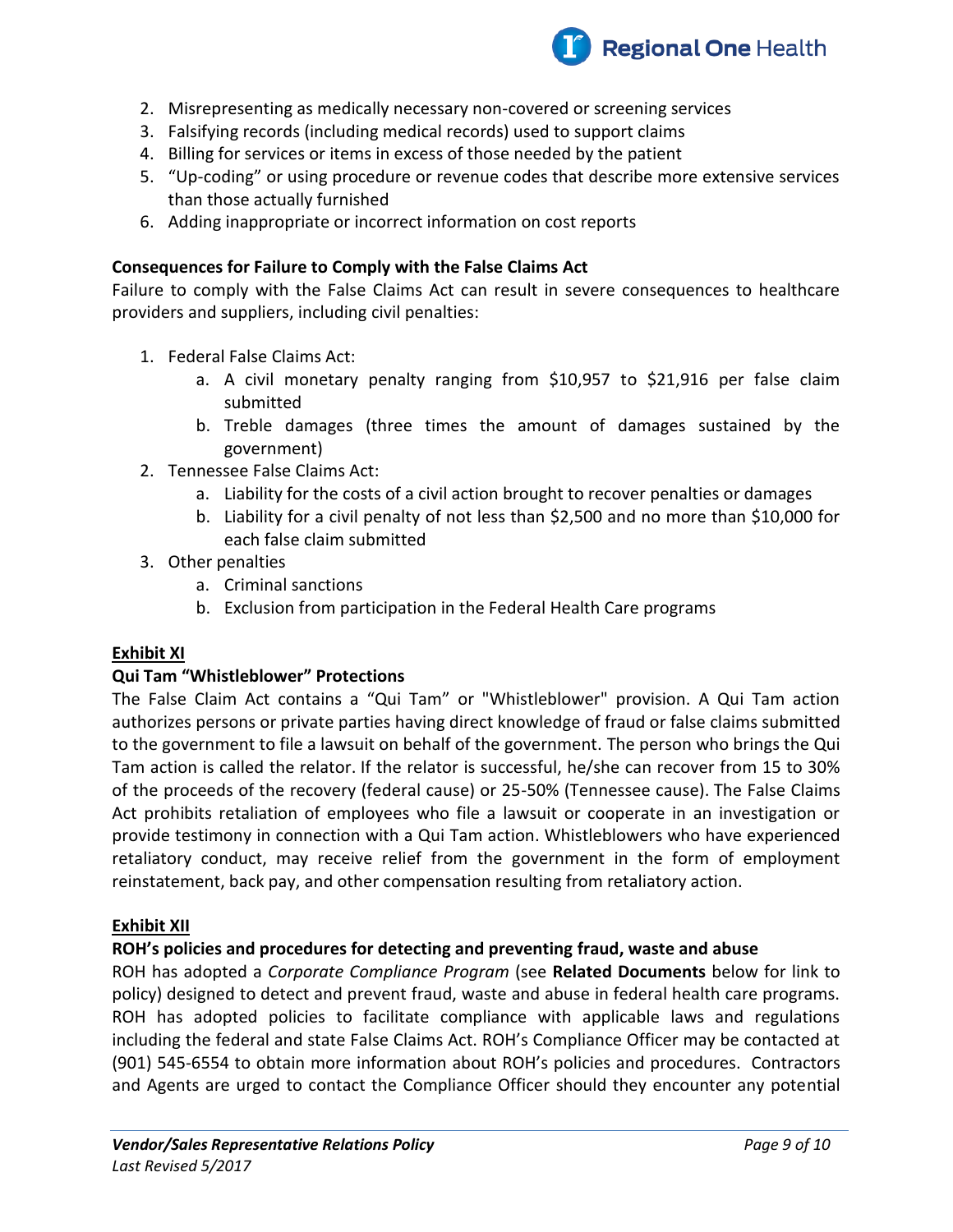2. Misrepresenting as medically necessary non-covered or screening services
3. Falsifying records (including medical records) used to support claims
4. Billing for services or items in excess of those needed by the patient
5. "Up-coding" or using procedure or revenue codes that describe more extensive services than those actually furnished
6. Adding inappropriate or incorrect information on cost reports

**Consequences for Failure to Comply with the False Claims Act**

Failure to comply with the False Claims Act can result in severe consequences to healthcare providers and suppliers, including civil penalties:

1. Federal False Claims Act:
    a. A civil monetary penalty ranging from $10,957 to $21,916 per false claim submitted
    b. Treble damages (three times the amount of damages sustained by the government)
2. Tennessee False Claims Act:
    a. Liability for the costs of a civil action brought to recover penalties or damages
    b. Liability for a civil penalty of not less than $2,500 and no more than $10,000 for each false claim submitted
3. Other penalties
    a. Criminal sanctions
    b. Exclusion from participation in the Federal Health Care programs

**<u>Exhibit XI</u>**

**Qui Tam "Whistleblower" Protections**

The False Claim Act contains a "Qui Tam" or "Whistleblower" provision. A Qui Tam action authorizes persons or private parties having direct knowledge of fraud or false claims submitted to the government to file a lawsuit on behalf of the government. The person who brings the Qui Tam action is called the relator. If the relator is successful, he/she can recover from 15 to 30% of the proceeds of the recovery (federal cause) or 25-50% (Tennessee cause). The False Claims Act prohibits retaliation of employees who file a lawsuit or cooperate in an investigation or provide testimony in connection with a Qui Tam action. Whistleblowers who have experienced retaliatory conduct, may receive relief from the government in the form of employment reinstatement, back pay, and other compensation resulting from retaliatory action.

**<u>Exhibit XII</u>**

**ROH's policies and procedures for detecting and preventing fraud, waste and abuse**

ROH has adopted a *Corporate Compliance Program* (see **Related Documents** below for link to policy) designed to detect and prevent fraud, waste and abuse in federal health care programs. ROH has adopted policies to facilitate compliance with applicable laws and regulations including the federal and state False Claims Act. ROH's Compliance Officer may be contacted at (901) 545-6554 to obtain more information about ROH's policies and procedures. Contractors and Agents are urged to contact the Compliance Officer should they encounter any potential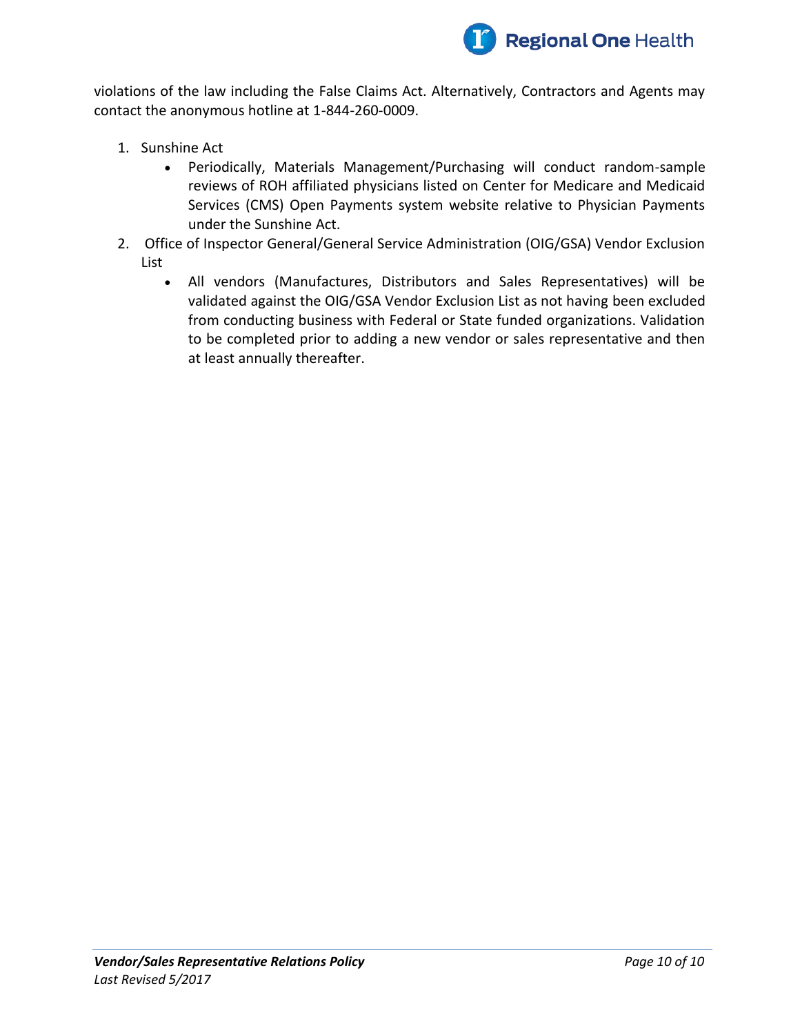violations of the law including the False Claims Act. Alternatively, Contractors and Agents may contact the anonymous hotline at 1-844-260-0009.

1. Sunshine Act
   - Periodically, Materials Management/Purchasing will conduct random-sample reviews of ROH affiliated physicians listed on Center for Medicare and Medicaid Services (CMS) Open Payments system website relative to Physician Payments under the Sunshine Act.
2. Office of Inspector General/General Service Administration (OIG/GSA) Vendor Exclusion List
   - All vendors (Manufactures, Distributors and Sales Representatives) will be validated against the OIG/GSA Vendor Exclusion List as not having been excluded from conducting business with Federal or State funded organizations. Validation to be completed prior to adding a new vendor or sales representative and then at least annually thereafter.